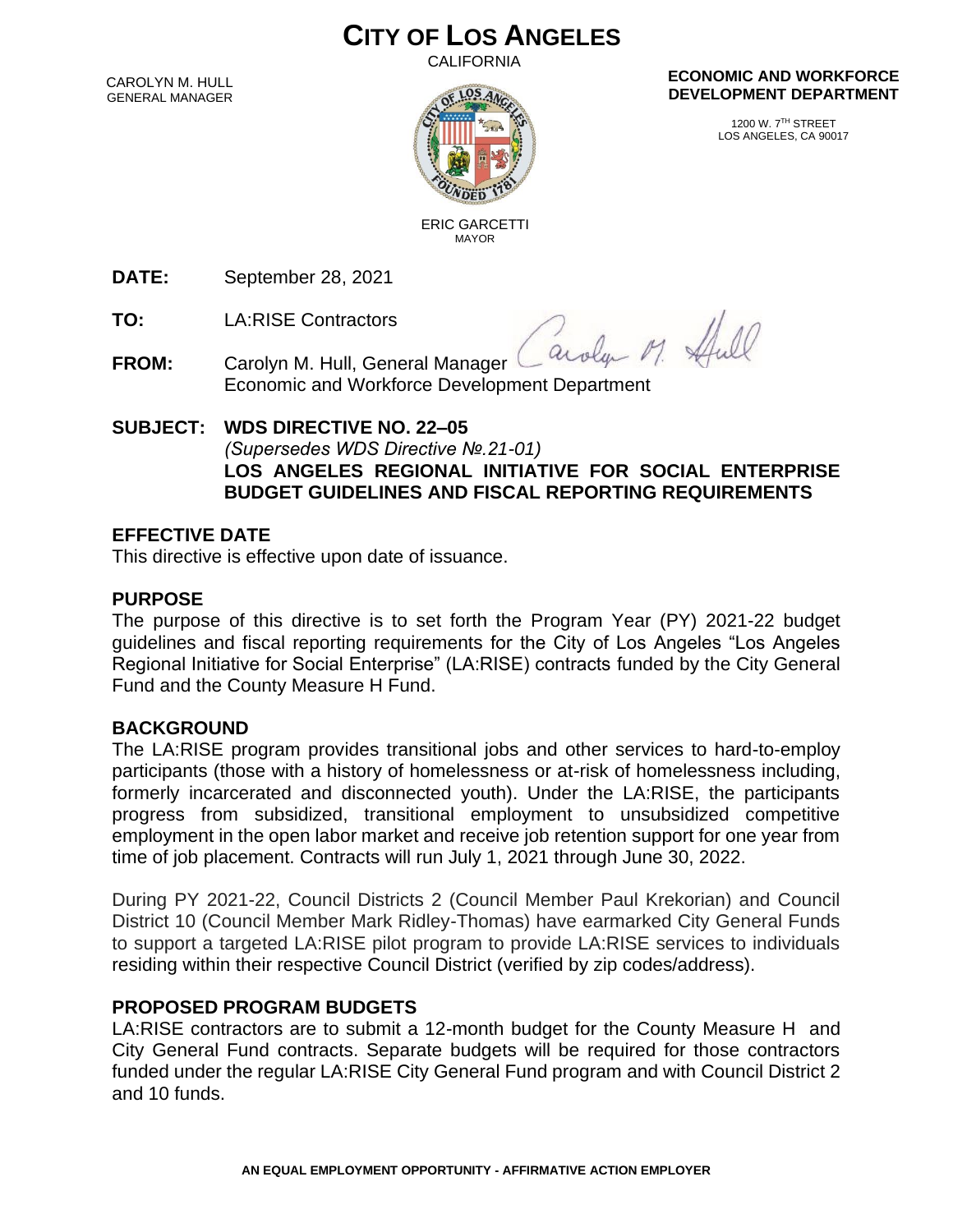# CITY OF LOS ANGELES

CALIFORNIA

CAROLYN M. HULL
GENERAL MANAGER

ERIC GARCETTI
MAYOR

**ECONOMIC AND WORKFORCE DEVELOPMENT DEPARTMENT**

1200 W. 7TH STREET
LOS ANGELES, CA 90017

**DATE:** September 28, 2021

**TO:** LA:RISE Contractors

**FROM:** Carolyn M. Hull, General Manager
Economic and Workforce Development Department

**SUBJECT: WDS DIRECTIVE NO. 22–05**
*(Supersedes WDS Directive №.21-01)*
**LOS ANGELES REGIONAL INITIATIVE FOR SOCIAL ENTERPRISE BUDGET GUIDELINES AND FISCAL REPORTING REQUIREMENTS**

## EFFECTIVE DATE

This directive is effective upon date of issuance.

## PURPOSE

The purpose of this directive is to set forth the Program Year (PY) 2021-22 budget guidelines and fiscal reporting requirements for the City of Los Angeles "Los Angeles Regional Initiative for Social Enterprise" (LA:RISE) contracts funded by the City General Fund and the County Measure H Fund.

## BACKGROUND

The LA:RISE program provides transitional jobs and other services to hard-to-employ participants (those with a history of homelessness or at-risk of homelessness including, formerly incarcerated and disconnected youth). Under the LA:RISE, the participants progress from subsidized, transitional employment to unsubsidized competitive employment in the open labor market and receive job retention support for one year from time of job placement. Contracts will run July 1, 2021 through June 30, 2022.

During PY 2021-22, Council Districts 2 (Council Member Paul Krekorian) and Council District 10 (Council Member Mark Ridley-Thomas) have earmarked City General Funds to support a targeted LA:RISE pilot program to provide LA:RISE services to individuals residing within their respective Council District (verified by zip codes/address).

## PROPOSED PROGRAM BUDGETS

LA:RISE contractors are to submit a 12-month budget for the County Measure H and City General Fund contracts. Separate budgets will be required for those contractors funded under the regular LA:RISE City General Fund program and with Council District 2 and 10 funds.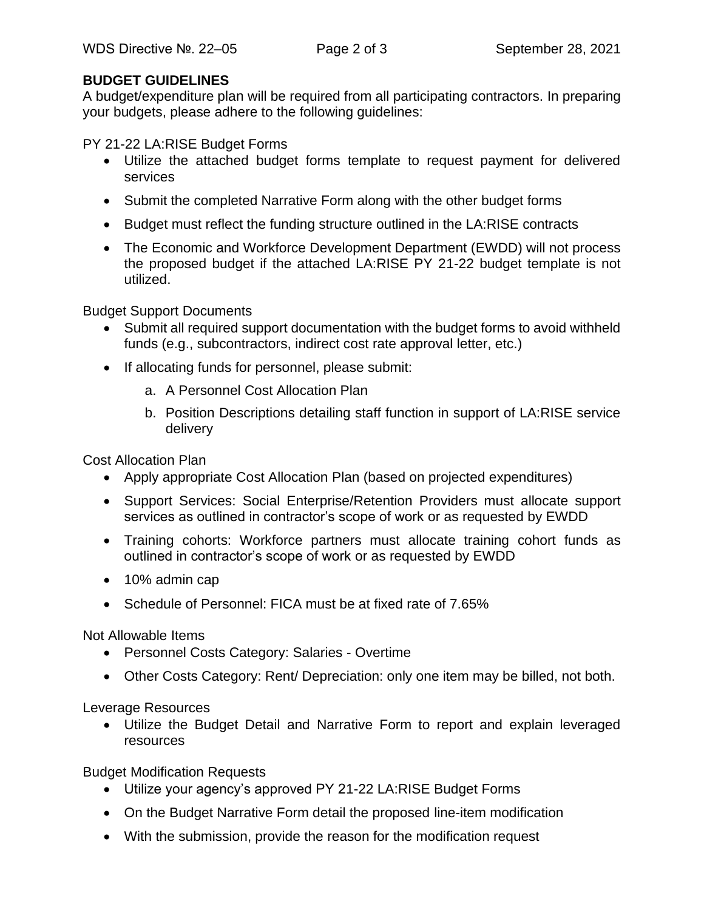## BUDGET GUIDELINES

A budget/expenditure plan will be required from all participating contractors. In preparing your budgets, please adhere to the following guidelines:

PY 21-22 LA:RISE Budget Forms

- Utilize the attached budget forms template to request payment for delivered services
- Submit the completed Narrative Form along with the other budget forms
- Budget must reflect the funding structure outlined in the LA:RISE contracts
- The Economic and Workforce Development Department (EWDD) will not process the proposed budget if the attached LA:RISE PY 21-22 budget template is not utilized.

Budget Support Documents

- Submit all required support documentation with the budget forms to avoid withheld funds (e.g., subcontractors, indirect cost rate approval letter, etc.)
- If allocating funds for personnel, please submit:
    a. A Personnel Cost Allocation Plan
    b. Position Descriptions detailing staff function in support of LA:RISE service delivery

Cost Allocation Plan

- Apply appropriate Cost Allocation Plan (based on projected expenditures)
- Support Services: Social Enterprise/Retention Providers must allocate support services as outlined in contractor's scope of work or as requested by EWDD
- Training cohorts: Workforce partners must allocate training cohort funds as outlined in contractor's scope of work or as requested by EWDD
- 10% admin cap
- Schedule of Personnel: FICA must be at fixed rate of 7.65%

Not Allowable Items

- Personnel Costs Category: Salaries - Overtime
- Other Costs Category: Rent/ Depreciation: only one item may be billed, not both.

Leverage Resources

- Utilize the Budget Detail and Narrative Form to report and explain leveraged resources

Budget Modification Requests

- Utilize your agency's approved PY 21-22 LA:RISE Budget Forms
- On the Budget Narrative Form detail the proposed line-item modification
- With the submission, provide the reason for the modification request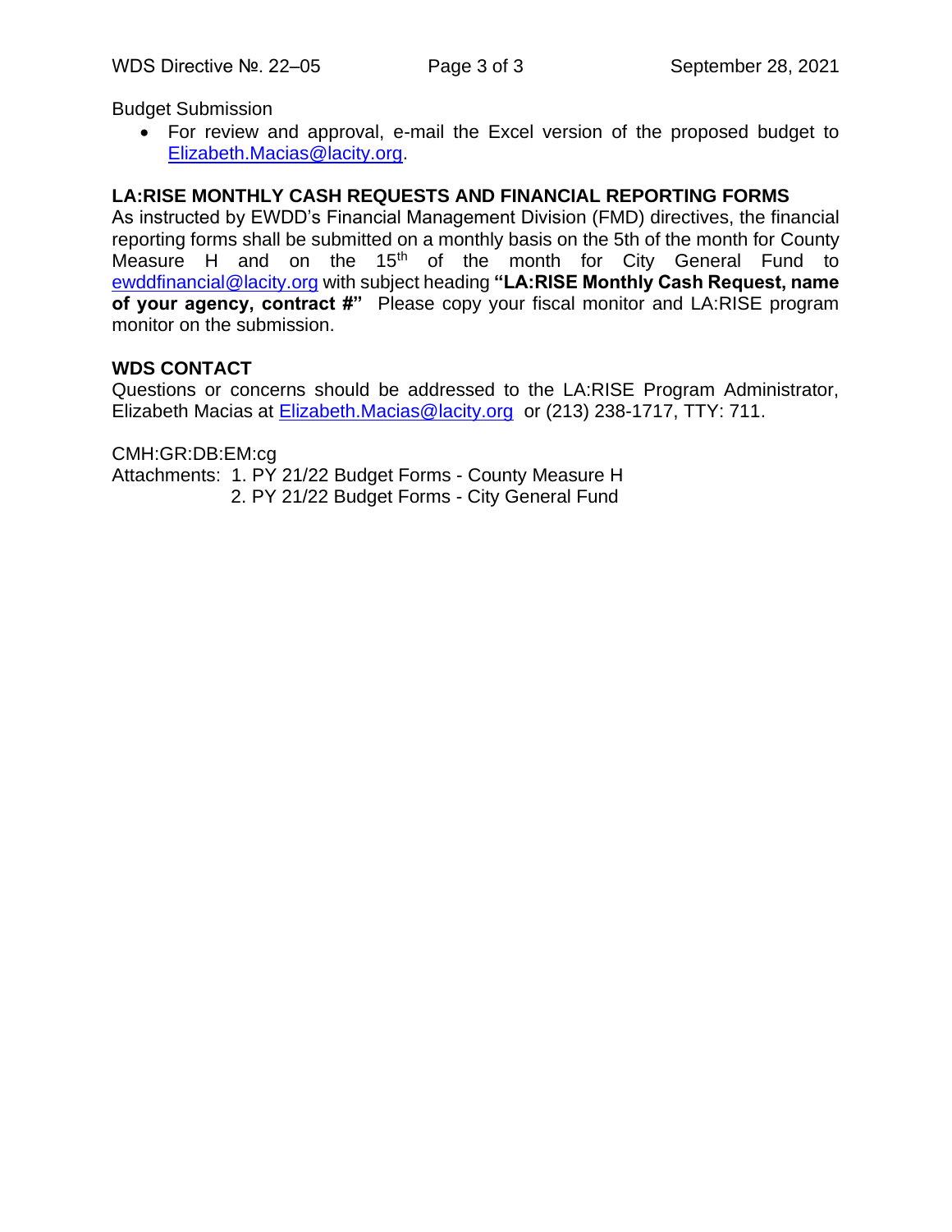Budget Submission

- For review and approval, e-mail the Excel version of the proposed budget to Elizabeth.Macias@lacity.org.

**LA:RISE MONTHLY CASH REQUESTS AND FINANCIAL REPORTING FORMS**

As instructed by EWDD's Financial Management Division (FMD) directives, the financial reporting forms shall be submitted on a monthly basis on the 5th of the month for County Measure H and on the 15th of the month for City General Fund to ewddfinancial@lacity.org with subject heading **"LA:RISE Monthly Cash Request, name of your agency, contract #"** Please copy your fiscal monitor and LA:RISE program monitor on the submission.

**WDS CONTACT**

Questions or concerns should be addressed to the LA:RISE Program Administrator, Elizabeth Macias at Elizabeth.Macias@lacity.org or (213) 238-1717, TTY: 711.

CMH:GR:DB:EM:cg

Attachments: 1. PY 21/22 Budget Forms - County Measure H
2. PY 21/22 Budget Forms - City General Fund